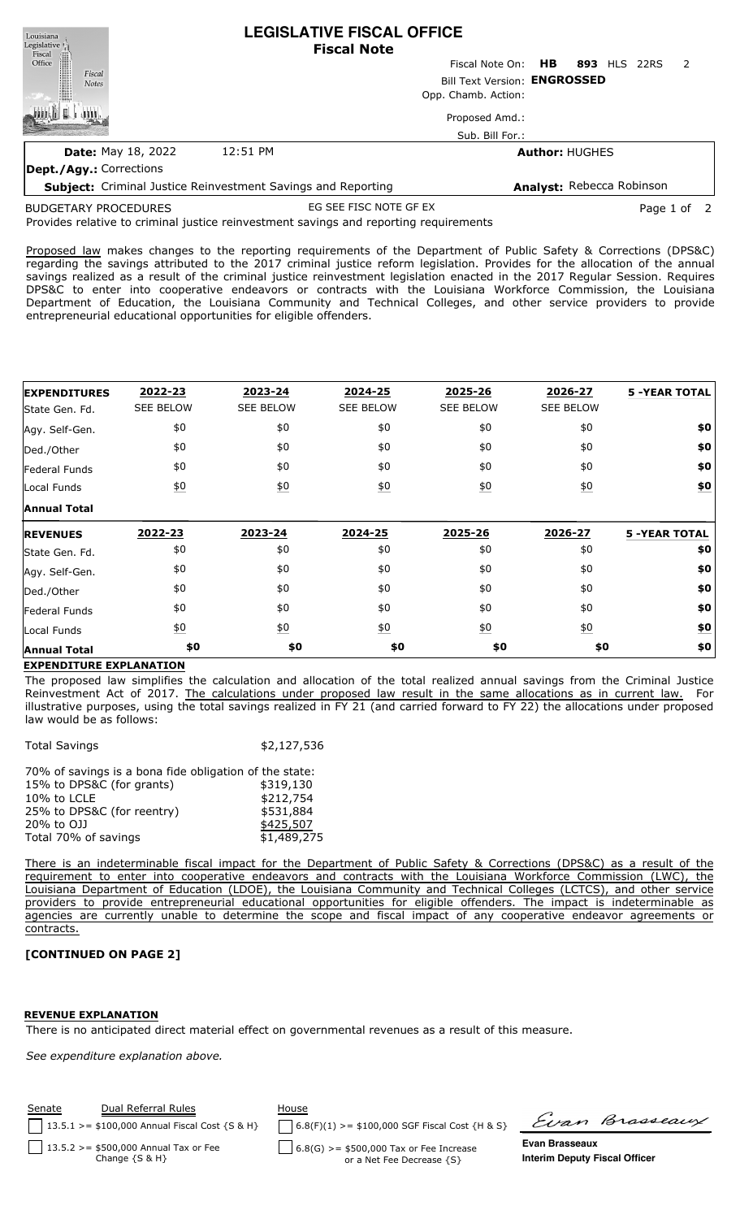# LEGISLATIVE FISCAL OFFICE
## Fiscal Note

Fiscal Note On: **HB 893** HLS 22RS 2

Bill Text Version: **ENGROSSED**

Opp. Chamb. Action:

Proposed Amd.:

Sub. Bill For.:

**Date:** May 18, 2022 12:51 PM

**Author:** HUGHES

**Dept./Agy.:** Corrections

**Subject:** Criminal Justice Reinvestment Savings and Reporting

**Analyst:** Rebecca Robinson

BUDGETARY PROCEDURES EG SEE FISC NOTE GF EX

Provides relative to criminal justice reinvestment savings and reporting requirements

Proposed law makes changes to the reporting requirements of the Department of Public Safety & Corrections (DPS&C) regarding the savings attributed to the 2017 criminal justice reform legislation. Provides for the allocation of the annual savings realized as a result of the criminal justice reinvestment legislation enacted in the 2017 Regular Session. Requires DPS&C to enter into cooperative endeavors or contracts with the Louisiana Workforce Commission, the Louisiana Department of Education, the Louisiana Community and Technical Colleges, and other service providers to provide entrepreneurial educational opportunities for eligible offenders.

| **EXPENDITURES** | **2022-23** | **2023-24** | **2024-25** | **2025-26** | **2026-27** | **5 -YEAR TOTAL** |
|---|---|---|---|---|---|---|
| State Gen. Fd. | SEE BELOW | SEE BELOW | SEE BELOW | SEE BELOW | SEE BELOW | |
| Agy. Self-Gen. | $0 | $0 | $0 | $0 | $0 | **$0** |
| Ded./Other | $0 | $0 | $0 | $0 | $0 | **$0** |
| Federal Funds | $0 | $0 | $0 | $0 | $0 | **$0** |
| Local Funds | $0 | $0 | $0 | $0 | $0 | **$0** |
| **Annual Total** | | | | | | |

| **REVENUES** | **2022-23** | **2023-24** | **2024-25** | **2025-26** | **2026-27** | **5 -YEAR TOTAL** |
|---|---|---|---|---|---|---|
| State Gen. Fd. | $0 | $0 | $0 | $0 | $0 | **$0** |
| Agy. Self-Gen. | $0 | $0 | $0 | $0 | $0 | **$0** |
| Ded./Other | $0 | $0 | $0 | $0 | $0 | **$0** |
| Federal Funds | $0 | $0 | $0 | $0 | $0 | **$0** |
| Local Funds | $0 | $0 | $0 | $0 | $0 | **$0** |
| **Annual Total** | **$0** | **$0** | **$0** | **$0** | **$0** | **$0** |

**EXPENDITURE EXPLANATION**

The proposed law simplifies the calculation and allocation of the total realized annual savings from the Criminal Justice Reinvestment Act of 2017. The calculations under proposed law result in the same allocations as in current law. For illustrative purposes, using the total savings realized in FY 21 (and carried forward to FY 22) the allocations under proposed law would be as follows:

| | |
|---|---|
| Total Savings | $2,127,536 |
| 70% of savings is a bona fide obligation of the state: | |
| 15% to DPS&C (for grants) | $319,130 |
| 10% to LCLE | $212,754 |
| 25% to DPS&C (for reentry) | $531,884 |
| 20% to OJJ | $425,507 |
| Total 70% of savings | $1,489,275 |

There is an indeterminable fiscal impact for the Department of Public Safety & Corrections (DPS&C) as a result of the requirement to enter into cooperative endeavors and contracts with the Louisiana Workforce Commission (LWC), the Louisiana Department of Education (LDOE), the Louisiana Community and Technical Colleges (LCTCS), and other service providers to provide entrepreneurial educational opportunities for eligible offenders. The impact is indeterminable as agencies are currently unable to determine the scope and fiscal impact of any cooperative endeavor agreements or contracts.

**[CONTINUED ON PAGE 2]**

**REVENUE EXPLANATION**

There is no anticipated direct material effect on governmental revenues as a result of this measure.

*See expenditure explanation above.*

| Senate | Dual Referral Rules | House |
|---|---|---|
| ☐ | 13.5.1 >= $100,000 Annual Fiscal Cost {S & H} | ☐ 6.8(F)(1) >= $100,000 SGF Fiscal Cost {H & S} |
| ☐ | 13.5.2 >= $500,000 Annual Tax or Fee Change {S & H} | ☐ 6.8(G) >= $500,000 Tax or Fee Increase or a Net Fee Decrease {S} |

**Evan Brasseaux**
**Interim Deputy Fiscal Officer**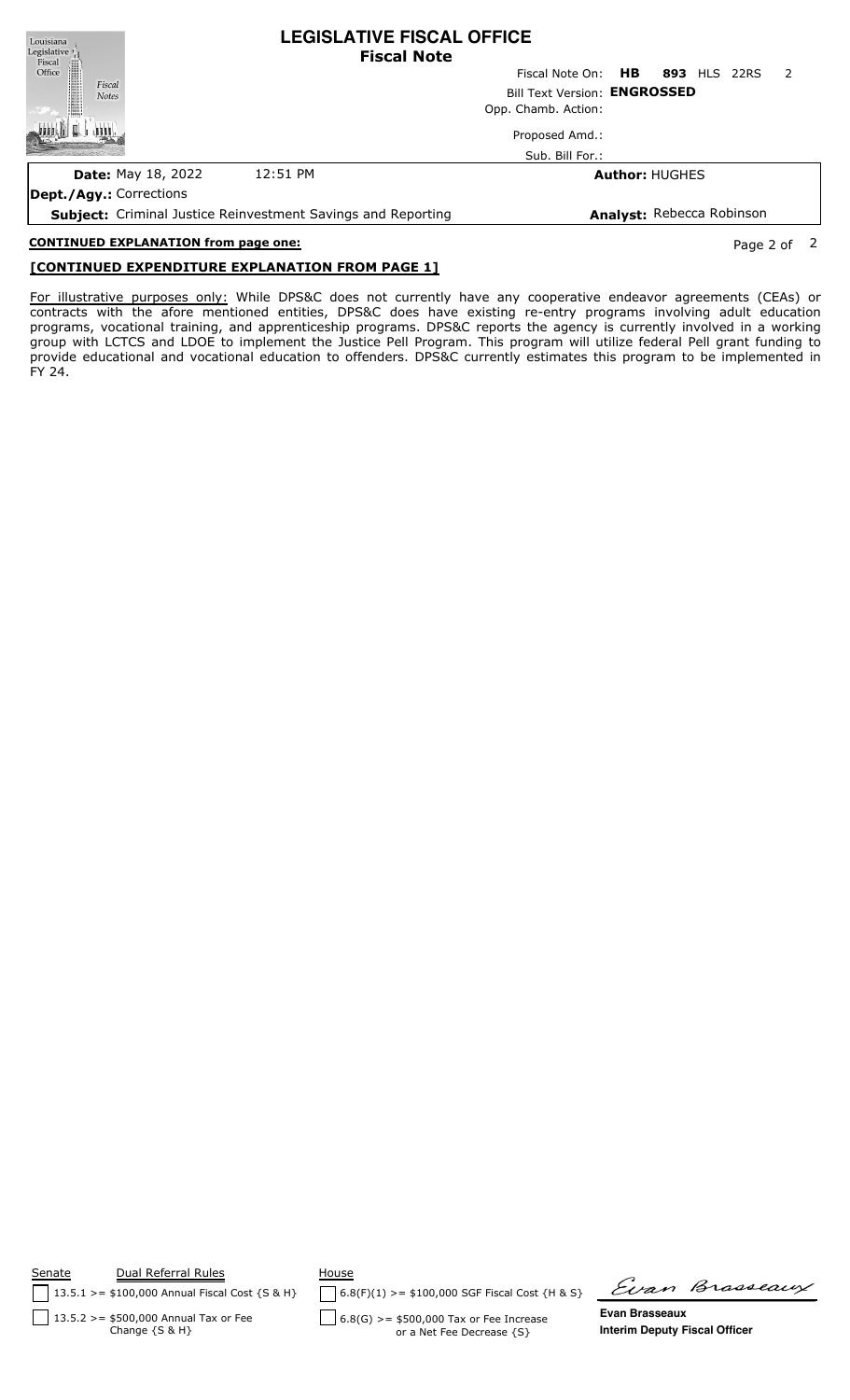# LEGISLATIVE FISCAL OFFICE
## Fiscal Note

Fiscal Note On: **HB 893** HLS 22RS 2

Bill Text Version: **ENGROSSED**

Opp. Chamb. Action:

Proposed Amd.:

Sub. Bill For.:

**Date:** May 18, 2022 12:51 PM

**Author:** HUGHES

**Dept./Agy.:** Corrections

**Subject:** Criminal Justice Reinvestment Savings and Reporting

**Analyst:** Rebecca Robinson

**CONTINUED EXPLANATION from page one:**

**[CONTINUED EXPENDITURE EXPLANATION FROM PAGE 1]**

For illustrative purposes only: While DPS&C does not currently have any cooperative endeavor agreements (CEAs) or contracts with the afore mentioned entities, DPS&C does have existing re-entry programs involving adult education programs, vocational training, and apprenticeship programs. DPS&C reports the agency is currently involved in a working group with LCTCS and LDOE to implement the Justice Pell Program. This program will utilize federal Pell grant funding to provide educational and vocational education to offenders. DPS&C currently estimates this program to be implemented in FY 24.

Senate — Dual Referral Rules

- [ ] 13.5.1 >= $100,000 Annual Fiscal Cost {S & H}
- [ ] 13.5.2 >= $500,000 Annual Tax or Fee Change {S & H}

House

- [ ] 6.8(F)(1) >= $100,000 SGF Fiscal Cost {H & S}
- [ ] 6.8(G) >= $500,000 Tax or Fee Increase or a Net Fee Decrease {S}

Evan Brasseaux
Interim Deputy Fiscal Officer